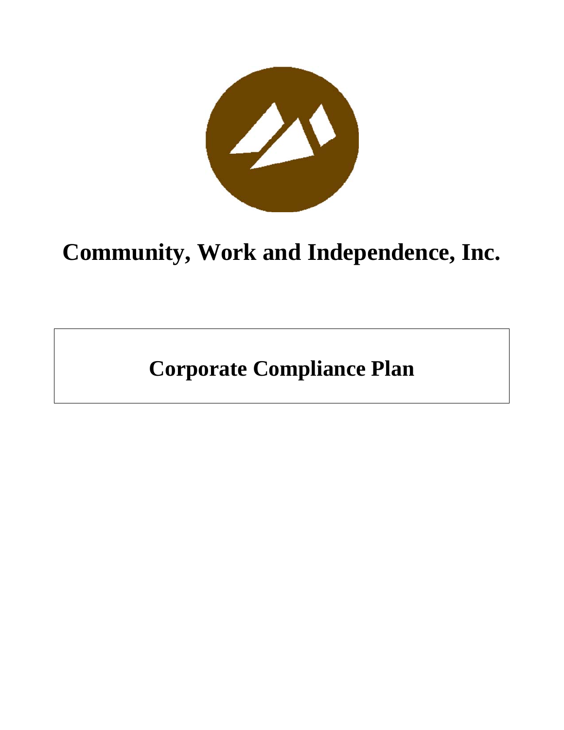# Community, Work and Independence, Inc.

## Corporate Compliance Plan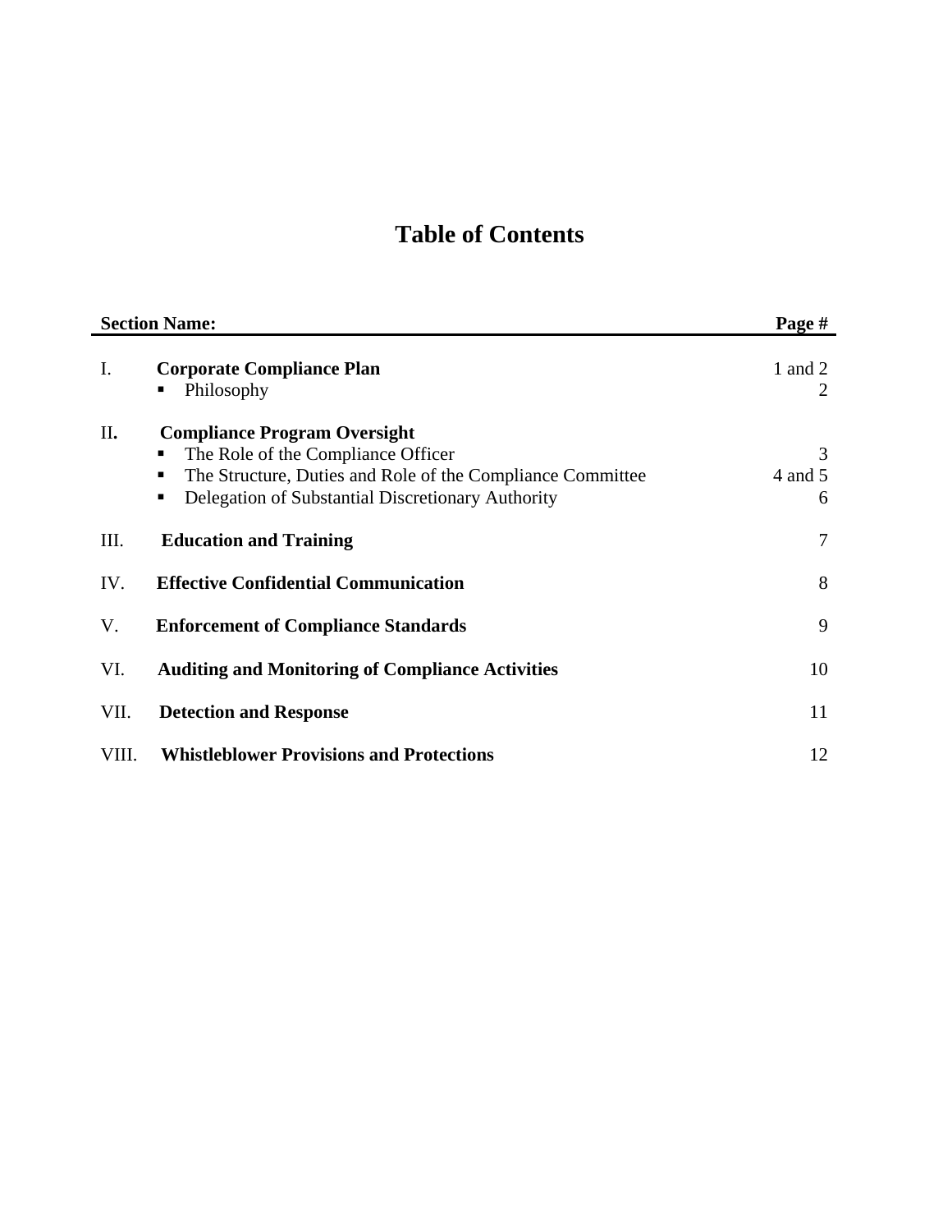# Table of Contents

| Section Name: | | Page # |
|---|---|---|
| I. | **Corporate Compliance Plan** | 1 and 2 |
| | ▪ Philosophy | 2 |
| II. | **Compliance Program Oversight** | |
| | ▪ The Role of the Compliance Officer | 3 |
| | ▪ The Structure, Duties and Role of the Compliance Committee | 4 and 5 |
| | ▪ Delegation of Substantial Discretionary Authority | 6 |
| III. | **Education and Training** | 7 |
| IV. | **Effective Confidential Communication** | 8 |
| V. | **Enforcement of Compliance Standards** | 9 |
| VI. | **Auditing and Monitoring of Compliance Activities** | 10 |
| VII. | **Detection and Response** | 11 |
| VIII. | **Whistleblower Provisions and Protections** | 12 |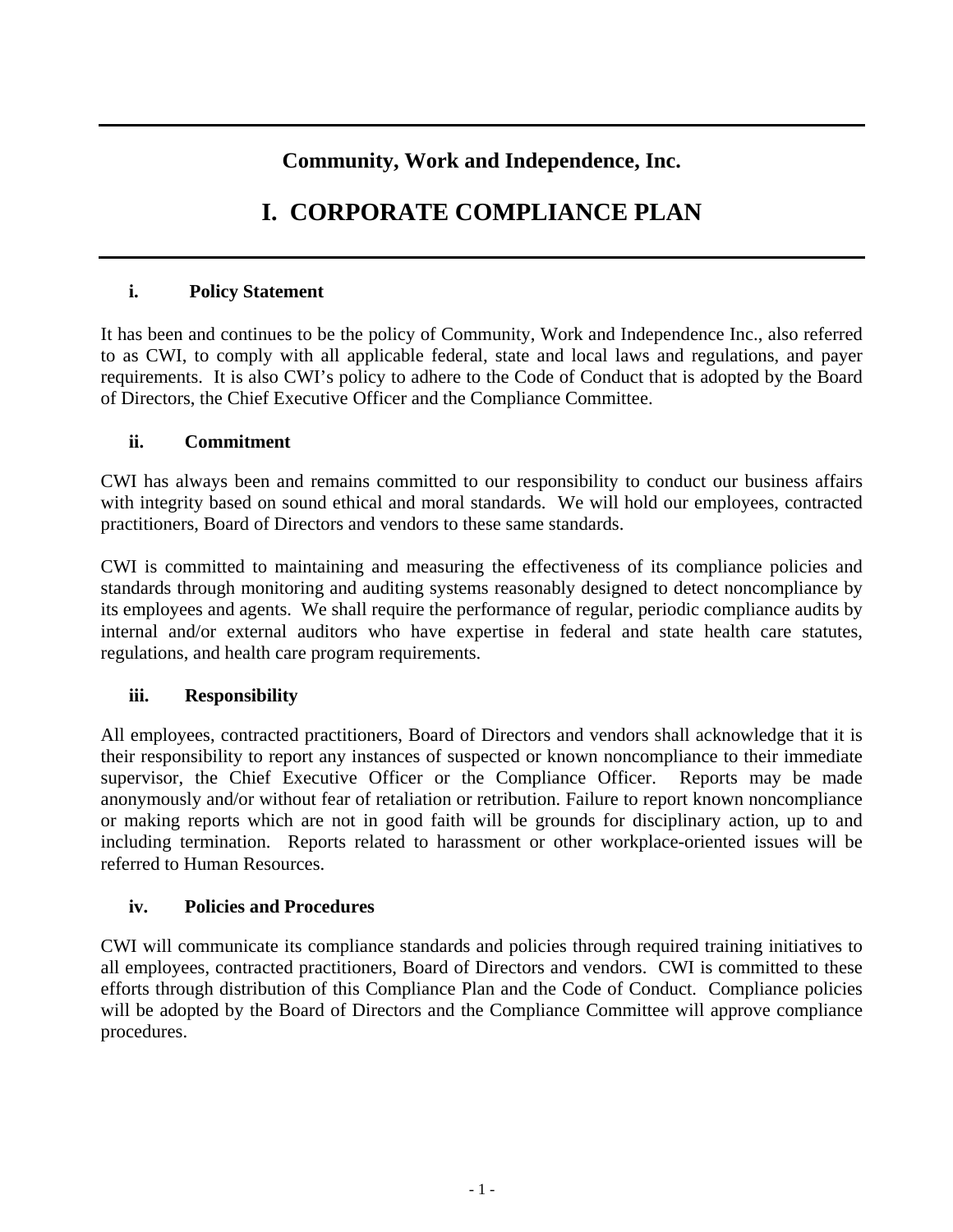## Community, Work and Independence, Inc.

# I. CORPORATE COMPLIANCE PLAN

### i. Policy Statement

It has been and continues to be the policy of Community, Work and Independence Inc., also referred to as CWI, to comply with all applicable federal, state and local laws and regulations, and payer requirements. It is also CWI's policy to adhere to the Code of Conduct that is adopted by the Board of Directors, the Chief Executive Officer and the Compliance Committee.

### ii. Commitment

CWI has always been and remains committed to our responsibility to conduct our business affairs with integrity based on sound ethical and moral standards. We will hold our employees, contracted practitioners, Board of Directors and vendors to these same standards.

CWI is committed to maintaining and measuring the effectiveness of its compliance policies and standards through monitoring and auditing systems reasonably designed to detect noncompliance by its employees and agents. We shall require the performance of regular, periodic compliance audits by internal and/or external auditors who have expertise in federal and state health care statutes, regulations, and health care program requirements.

### iii. Responsibility

All employees, contracted practitioners, Board of Directors and vendors shall acknowledge that it is their responsibility to report any instances of suspected or known noncompliance to their immediate supervisor, the Chief Executive Officer or the Compliance Officer. Reports may be made anonymously and/or without fear of retaliation or retribution. Failure to report known noncompliance or making reports which are not in good faith will be grounds for disciplinary action, up to and including termination. Reports related to harassment or other workplace-oriented issues will be referred to Human Resources.

### iv. Policies and Procedures

CWI will communicate its compliance standards and policies through required training initiatives to all employees, contracted practitioners, Board of Directors and vendors. CWI is committed to these efforts through distribution of this Compliance Plan and the Code of Conduct. Compliance policies will be adopted by the Board of Directors and the Compliance Committee will approve compliance procedures.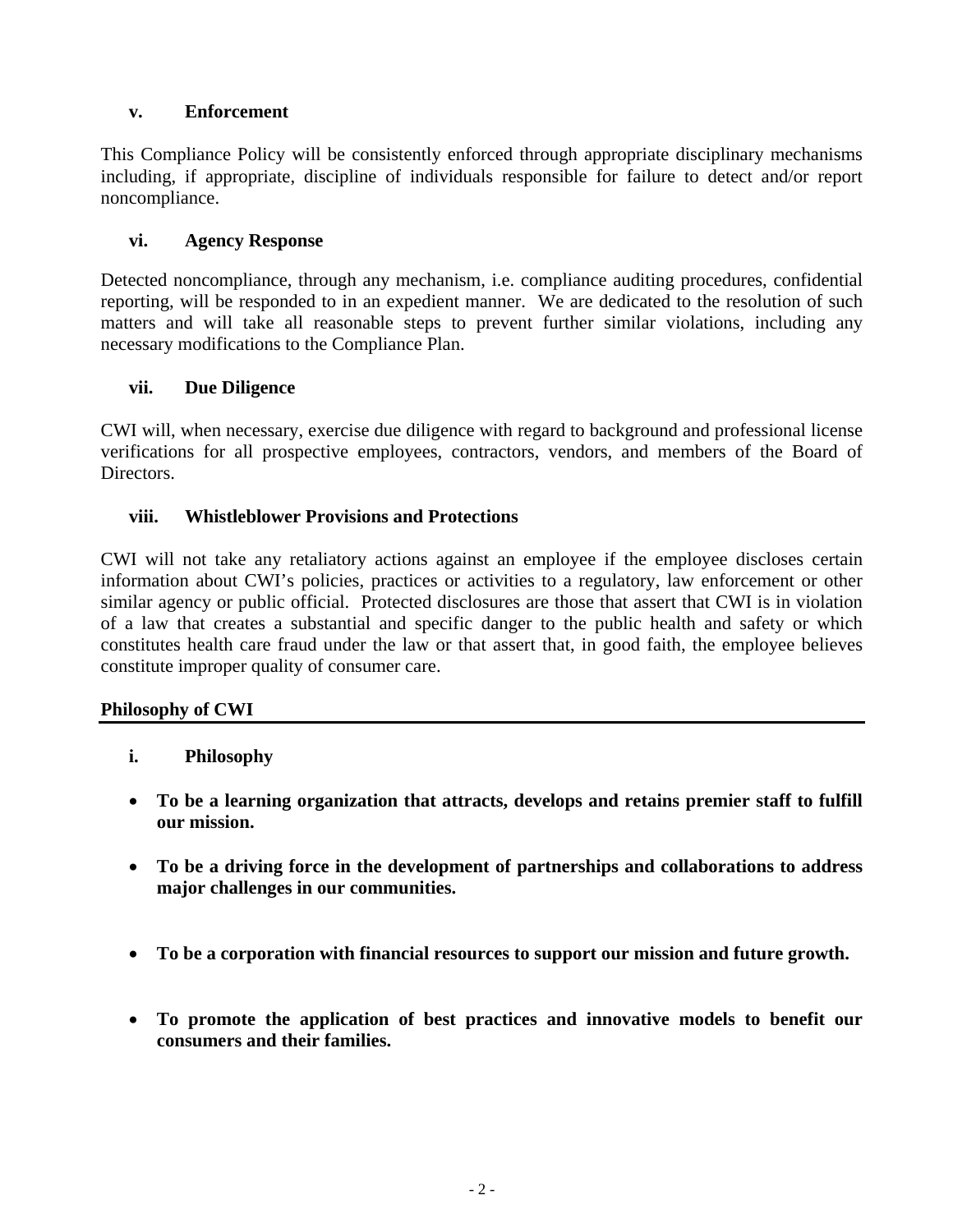### v. Enforcement

This Compliance Policy will be consistently enforced through appropriate disciplinary mechanisms including, if appropriate, discipline of individuals responsible for failure to detect and/or report noncompliance.

### vi. Agency Response

Detected noncompliance, through any mechanism, i.e. compliance auditing procedures, confidential reporting, will be responded to in an expedient manner. We are dedicated to the resolution of such matters and will take all reasonable steps to prevent further similar violations, including any necessary modifications to the Compliance Plan.

### vii. Due Diligence

CWI will, when necessary, exercise due diligence with regard to background and professional license verifications for all prospective employees, contractors, vendors, and members of the Board of Directors.

### viii. Whistleblower Provisions and Protections

CWI will not take any retaliatory actions against an employee if the employee discloses certain information about CWI's policies, practices or activities to a regulatory, law enforcement or other similar agency or public official. Protected disclosures are those that assert that CWI is in violation of a law that creates a substantial and specific danger to the public health and safety or which constitutes health care fraud under the law or that assert that, in good faith, the employee believes constitute improper quality of consumer care.

## Philosophy of CWI

### i. Philosophy

- **To be a learning organization that attracts, develops and retains premier staff to fulfill our mission.**
- **To be a driving force in the development of partnerships and collaborations to address major challenges in our communities.**
- **To be a corporation with financial resources to support our mission and future growth.**
- **To promote the application of best practices and innovative models to benefit our consumers and their families.**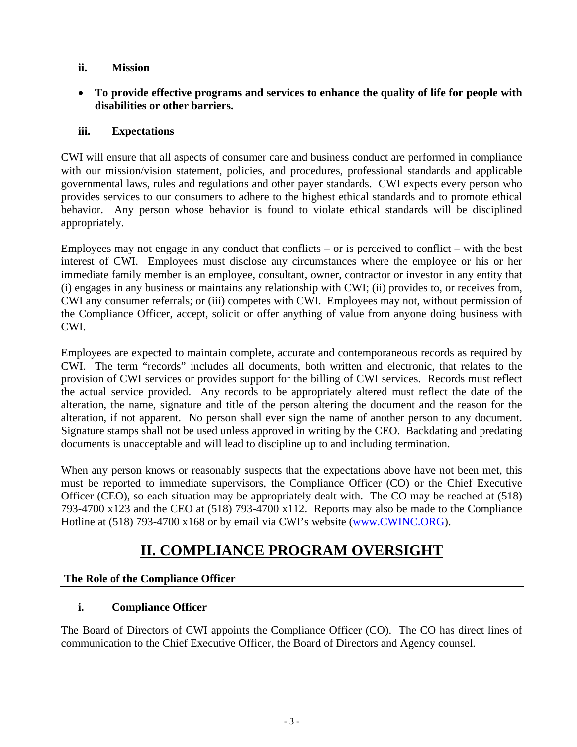### ii. Mission

- **To provide effective programs and services to enhance the quality of life for people with disabilities or other barriers.**

### iii. Expectations

CWI will ensure that all aspects of consumer care and business conduct are performed in compliance with our mission/vision statement, policies, and procedures, professional standards and applicable governmental laws, rules and regulations and other payer standards. CWI expects every person who provides services to our consumers to adhere to the highest ethical standards and to promote ethical behavior. Any person whose behavior is found to violate ethical standards will be disciplined appropriately.

Employees may not engage in any conduct that conflicts – or is perceived to conflict – with the best interest of CWI. Employees must disclose any circumstances where the employee or his or her immediate family member is an employee, consultant, owner, contractor or investor in any entity that (i) engages in any business or maintains any relationship with CWI; (ii) provides to, or receives from, CWI any consumer referrals; or (iii) competes with CWI. Employees may not, without permission of the Compliance Officer, accept, solicit or offer anything of value from anyone doing business with CWI.

Employees are expected to maintain complete, accurate and contemporaneous records as required by CWI. The term "records" includes all documents, both written and electronic, that relates to the provision of CWI services or provides support for the billing of CWI services. Records must reflect the actual service provided. Any records to be appropriately altered must reflect the date of the alteration, the name, signature and title of the person altering the document and the reason for the alteration, if not apparent. No person shall ever sign the name of another person to any document. Signature stamps shall not be used unless approved in writing by the CEO. Backdating and predating documents is unacceptable and will lead to discipline up to and including termination.

When any person knows or reasonably suspects that the expectations above have not been met, this must be reported to immediate supervisors, the Compliance Officer (CO) or the Chief Executive Officer (CEO), so each situation may be appropriately dealt with. The CO may be reached at (518) 793-4700 x123 and the CEO at (518) 793-4700 x112. Reports may also be made to the Compliance Hotline at (518) 793-4700 x168 or by email via CWI's website (www.CWINC.ORG).

# II. COMPLIANCE PROGRAM OVERSIGHT

## The Role of the Compliance Officer

### i. Compliance Officer

The Board of Directors of CWI appoints the Compliance Officer (CO). The CO has direct lines of communication to the Chief Executive Officer, the Board of Directors and Agency counsel.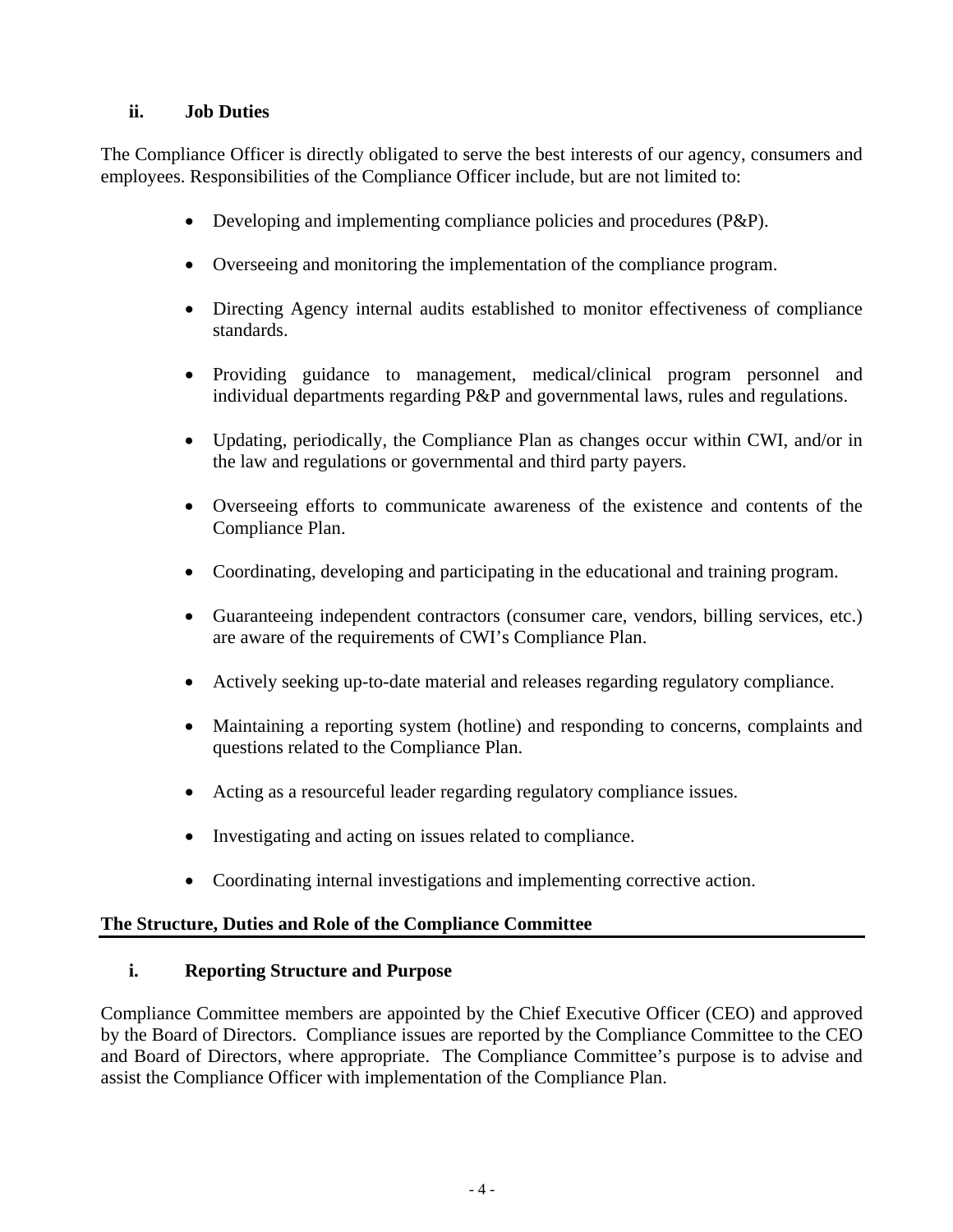### ii. Job Duties

The Compliance Officer is directly obligated to serve the best interests of our agency, consumers and employees. Responsibilities of the Compliance Officer include, but are not limited to:

- Developing and implementing compliance policies and procedures (P&P).
- Overseeing and monitoring the implementation of the compliance program.
- Directing Agency internal audits established to monitor effectiveness of compliance standards.
- Providing guidance to management, medical/clinical program personnel and individual departments regarding P&P and governmental laws, rules and regulations.
- Updating, periodically, the Compliance Plan as changes occur within CWI, and/or in the law and regulations or governmental and third party payers.
- Overseeing efforts to communicate awareness of the existence and contents of the Compliance Plan.
- Coordinating, developing and participating in the educational and training program.
- Guaranteeing independent contractors (consumer care, vendors, billing services, etc.) are aware of the requirements of CWI's Compliance Plan.
- Actively seeking up-to-date material and releases regarding regulatory compliance.
- Maintaining a reporting system (hotline) and responding to concerns, complaints and questions related to the Compliance Plan.
- Acting as a resourceful leader regarding regulatory compliance issues.
- Investigating and acting on issues related to compliance.
- Coordinating internal investigations and implementing corrective action.

## The Structure, Duties and Role of the Compliance Committee

### i. Reporting Structure and Purpose

Compliance Committee members are appointed by the Chief Executive Officer (CEO) and approved by the Board of Directors. Compliance issues are reported by the Compliance Committee to the CEO and Board of Directors, where appropriate. The Compliance Committee's purpose is to advise and assist the Compliance Officer with implementation of the Compliance Plan.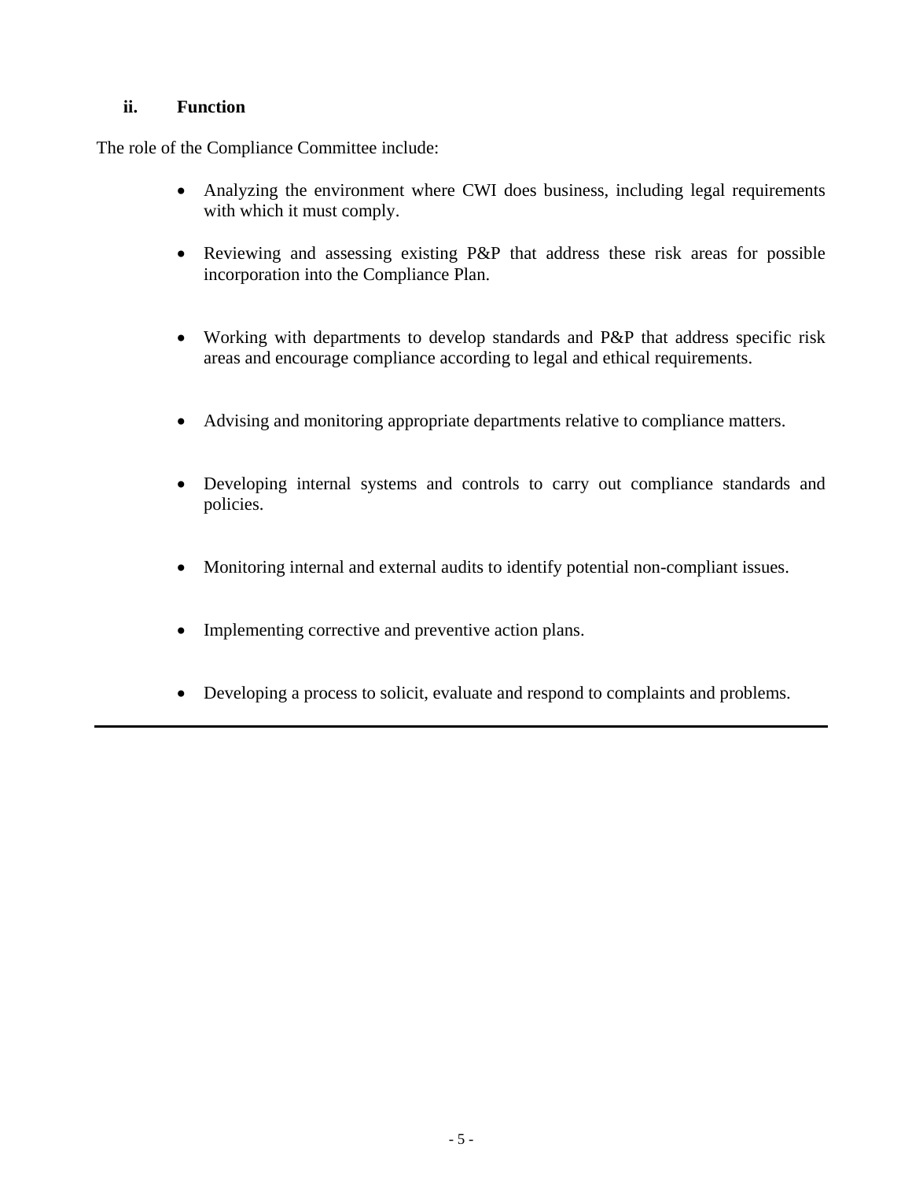### ii. Function

The role of the Compliance Committee include:

- Analyzing the environment where CWI does business, including legal requirements with which it must comply.
- Reviewing and assessing existing P&P that address these risk areas for possible incorporation into the Compliance Plan.
- Working with departments to develop standards and P&P that address specific risk areas and encourage compliance according to legal and ethical requirements.
- Advising and monitoring appropriate departments relative to compliance matters.
- Developing internal systems and controls to carry out compliance standards and policies.
- Monitoring internal and external audits to identify potential non-compliant issues.
- Implementing corrective and preventive action plans.
- Developing a process to solicit, evaluate and respond to complaints and problems.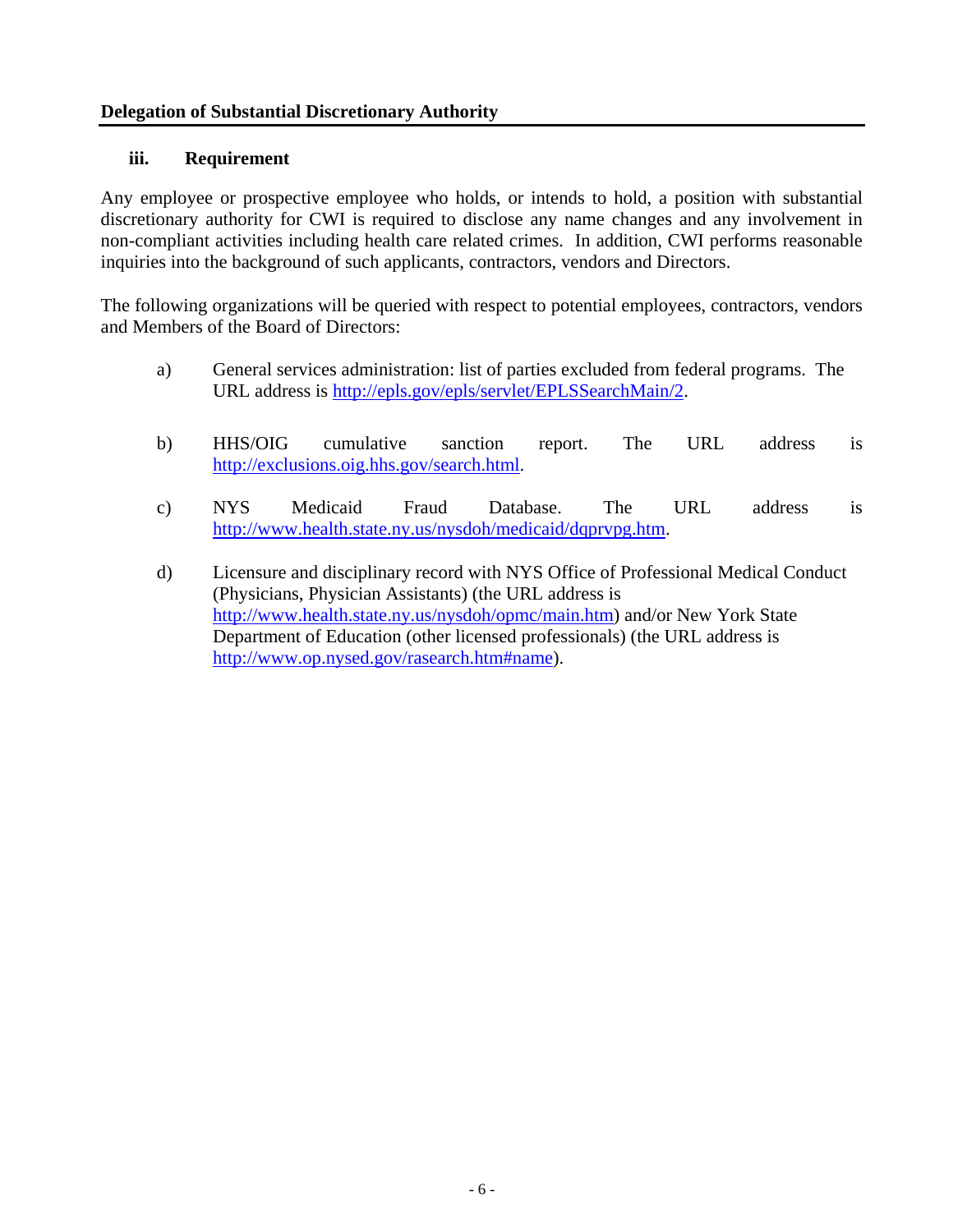**Delegation of Substantial Discretionary Authority**

### iii. Requirement

Any employee or prospective employee who holds, or intends to hold, a position with substantial discretionary authority for CWI is required to disclose any name changes and any involvement in non-compliant activities including health care related crimes. In addition, CWI performs reasonable inquiries into the background of such applicants, contractors, vendors and Directors.

The following organizations will be queried with respect to potential employees, contractors, vendors and Members of the Board of Directors:

a) General services administration: list of parties excluded from federal programs. The URL address is http://epls.gov/epls/servlet/EPLSSearchMain/2.

b) HHS/OIG cumulative sanction report. The URL address is http://exclusions.oig.hhs.gov/search.html.

c) NYS Medicaid Fraud Database. The URL address is http://www.health.state.ny.us/nysdoh/medicaid/dqprvpg.htm.

d) Licensure and disciplinary record with NYS Office of Professional Medical Conduct (Physicians, Physician Assistants) (the URL address is http://www.health.state.ny.us/nysdoh/opmc/main.htm) and/or New York State Department of Education (other licensed professionals) (the URL address is http://www.op.nysed.gov/rasearch.htm#name).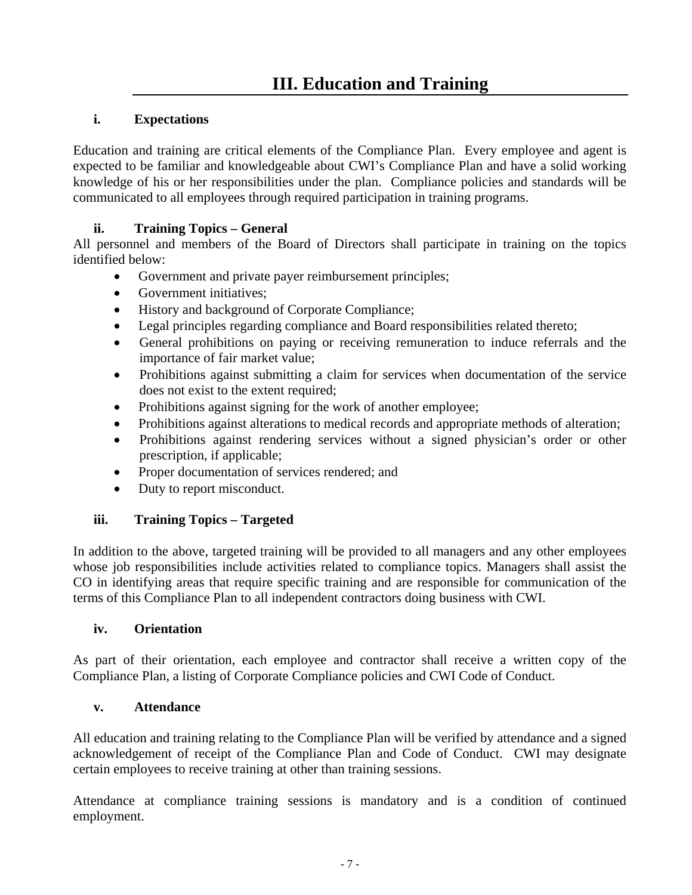# III. Education and Training

### i. Expectations

Education and training are critical elements of the Compliance Plan. Every employee and agent is expected to be familiar and knowledgeable about CWI's Compliance Plan and have a solid working knowledge of his or her responsibilities under the plan. Compliance policies and standards will be communicated to all employees through required participation in training programs.

### ii. Training Topics – General

All personnel and members of the Board of Directors shall participate in training on the topics identified below:

- Government and private payer reimbursement principles;
- Government initiatives;
- History and background of Corporate Compliance;
- Legal principles regarding compliance and Board responsibilities related thereto;
- General prohibitions on paying or receiving remuneration to induce referrals and the importance of fair market value;
- Prohibitions against submitting a claim for services when documentation of the service does not exist to the extent required;
- Prohibitions against signing for the work of another employee;
- Prohibitions against alterations to medical records and appropriate methods of alteration;
- Prohibitions against rendering services without a signed physician's order or other prescription, if applicable;
- Proper documentation of services rendered; and
- Duty to report misconduct.

### iii. Training Topics – Targeted

In addition to the above, targeted training will be provided to all managers and any other employees whose job responsibilities include activities related to compliance topics. Managers shall assist the CO in identifying areas that require specific training and are responsible for communication of the terms of this Compliance Plan to all independent contractors doing business with CWI.

### iv. Orientation

As part of their orientation, each employee and contractor shall receive a written copy of the Compliance Plan, a listing of Corporate Compliance policies and CWI Code of Conduct.

### v. Attendance

All education and training relating to the Compliance Plan will be verified by attendance and a signed acknowledgement of receipt of the Compliance Plan and Code of Conduct. CWI may designate certain employees to receive training at other than training sessions.

Attendance at compliance training sessions is mandatory and is a condition of continued employment.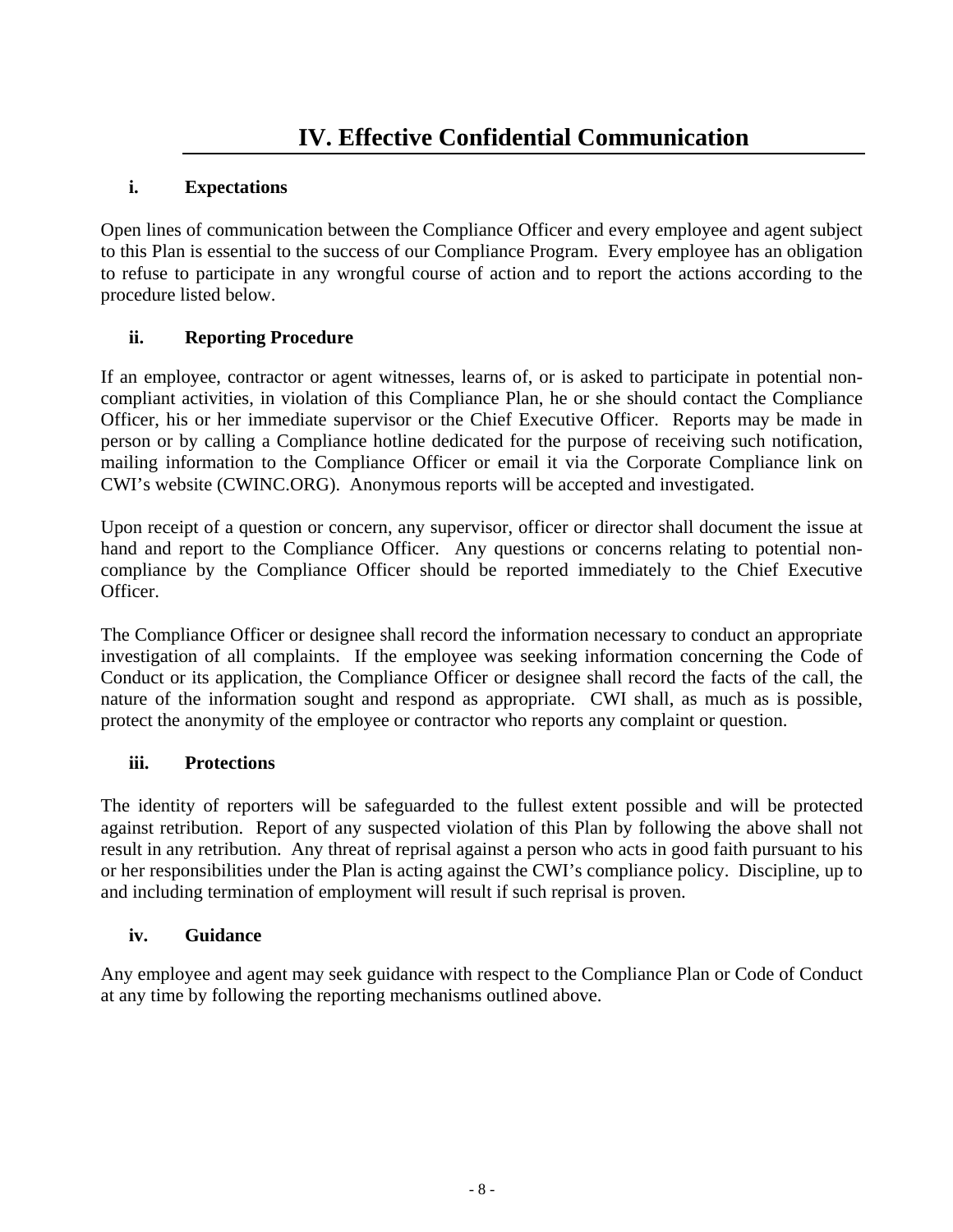# IV. Effective Confidential Communication

## i. Expectations

Open lines of communication between the Compliance Officer and every employee and agent subject to this Plan is essential to the success of our Compliance Program. Every employee has an obligation to refuse to participate in any wrongful course of action and to report the actions according to the procedure listed below.

## ii. Reporting Procedure

If an employee, contractor or agent witnesses, learns of, or is asked to participate in potential non-compliant activities, in violation of this Compliance Plan, he or she should contact the Compliance Officer, his or her immediate supervisor or the Chief Executive Officer. Reports may be made in person or by calling a Compliance hotline dedicated for the purpose of receiving such notification, mailing information to the Compliance Officer or email it via the Corporate Compliance link on CWI's website (CWINC.ORG). Anonymous reports will be accepted and investigated.

Upon receipt of a question or concern, any supervisor, officer or director shall document the issue at hand and report to the Compliance Officer. Any questions or concerns relating to potential non-compliance by the Compliance Officer should be reported immediately to the Chief Executive Officer.

The Compliance Officer or designee shall record the information necessary to conduct an appropriate investigation of all complaints. If the employee was seeking information concerning the Code of Conduct or its application, the Compliance Officer or designee shall record the facts of the call, the nature of the information sought and respond as appropriate. CWI shall, as much as is possible, protect the anonymity of the employee or contractor who reports any complaint or question.

## iii. Protections

The identity of reporters will be safeguarded to the fullest extent possible and will be protected against retribution. Report of any suspected violation of this Plan by following the above shall not result in any retribution. Any threat of reprisal against a person who acts in good faith pursuant to his or her responsibilities under the Plan is acting against the CWI's compliance policy. Discipline, up to and including termination of employment will result if such reprisal is proven.

## iv. Guidance

Any employee and agent may seek guidance with respect to the Compliance Plan or Code of Conduct at any time by following the reporting mechanisms outlined above.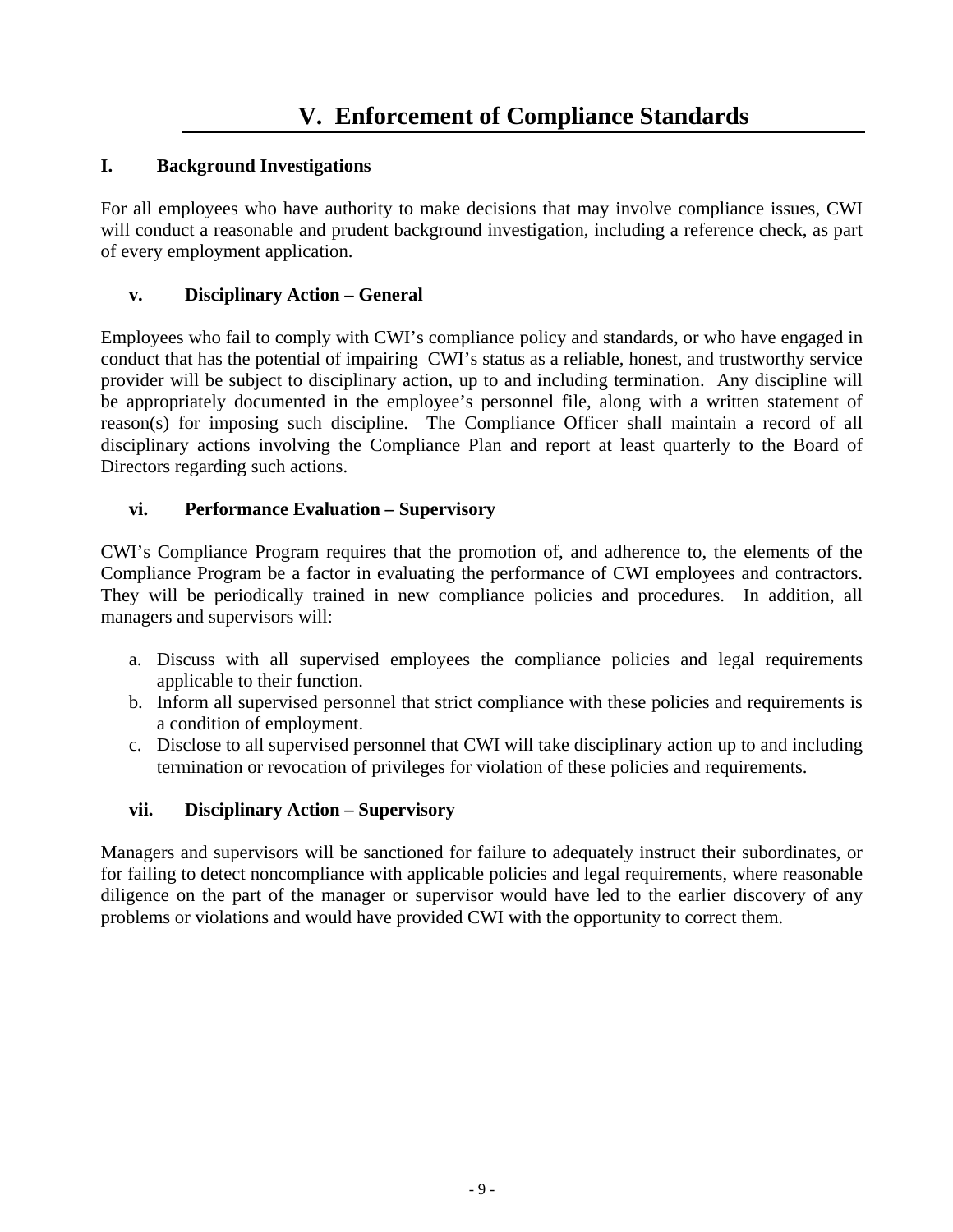# V. Enforcement of Compliance Standards

### I. Background Investigations

For all employees who have authority to make decisions that may involve compliance issues, CWI will conduct a reasonable and prudent background investigation, including a reference check, as part of every employment application.

### v. Disciplinary Action – General

Employees who fail to comply with CWI's compliance policy and standards, or who have engaged in conduct that has the potential of impairing CWI's status as a reliable, honest, and trustworthy service provider will be subject to disciplinary action, up to and including termination. Any discipline will be appropriately documented in the employee's personnel file, along with a written statement of reason(s) for imposing such discipline. The Compliance Officer shall maintain a record of all disciplinary actions involving the Compliance Plan and report at least quarterly to the Board of Directors regarding such actions.

### vi. Performance Evaluation – Supervisory

CWI's Compliance Program requires that the promotion of, and adherence to, the elements of the Compliance Program be a factor in evaluating the performance of CWI employees and contractors. They will be periodically trained in new compliance policies and procedures. In addition, all managers and supervisors will:

a. Discuss with all supervised employees the compliance policies and legal requirements applicable to their function.
b. Inform all supervised personnel that strict compliance with these policies and requirements is a condition of employment.
c. Disclose to all supervised personnel that CWI will take disciplinary action up to and including termination or revocation of privileges for violation of these policies and requirements.

### vii. Disciplinary Action – Supervisory

Managers and supervisors will be sanctioned for failure to adequately instruct their subordinates, or for failing to detect noncompliance with applicable policies and legal requirements, where reasonable diligence on the part of the manager or supervisor would have led to the earlier discovery of any problems or violations and would have provided CWI with the opportunity to correct them.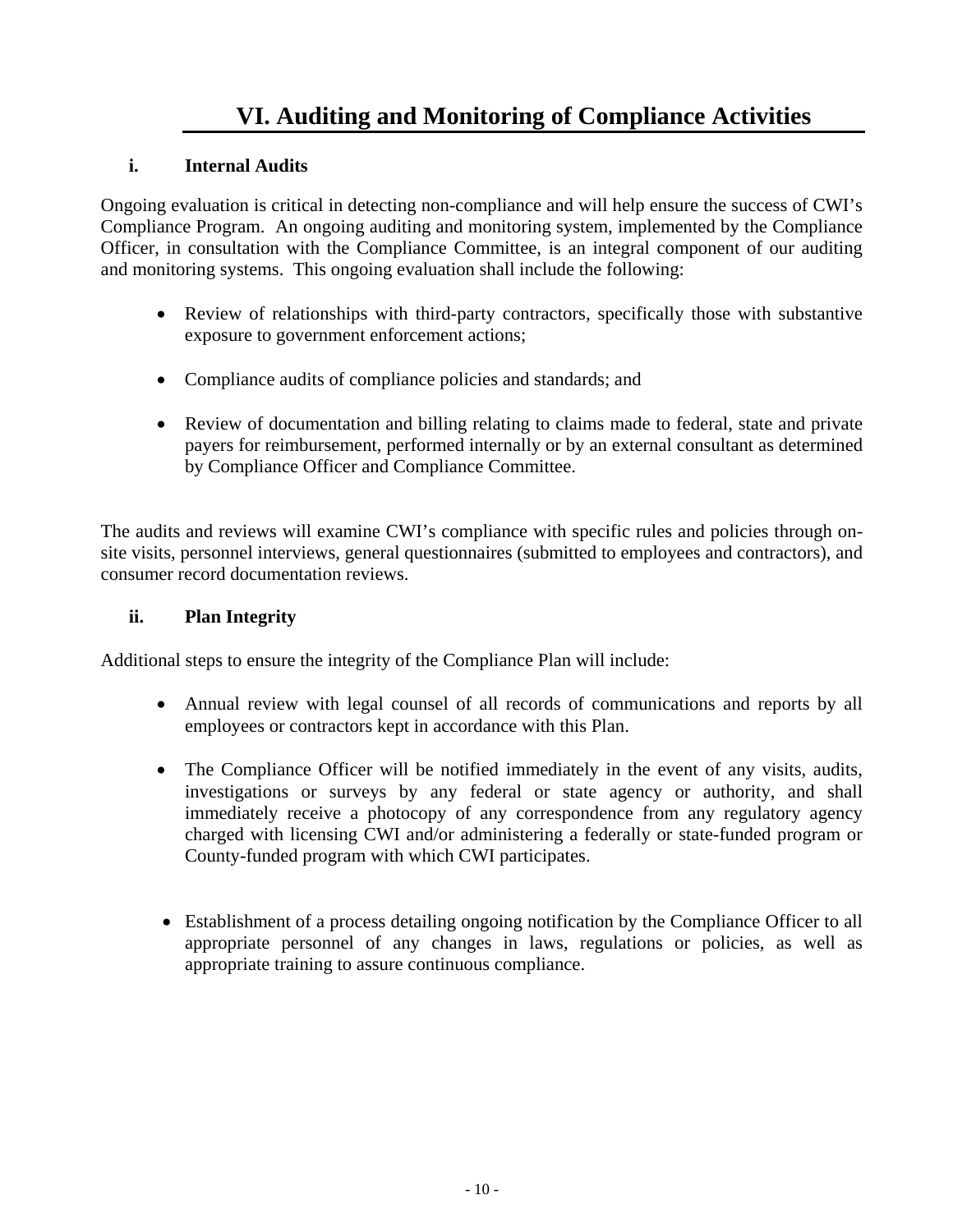# VI. Auditing and Monitoring of Compliance Activities

### i. Internal Audits

Ongoing evaluation is critical in detecting non-compliance and will help ensure the success of CWI's Compliance Program. An ongoing auditing and monitoring system, implemented by the Compliance Officer, in consultation with the Compliance Committee, is an integral component of our auditing and monitoring systems. This ongoing evaluation shall include the following:

- Review of relationships with third-party contractors, specifically those with substantive exposure to government enforcement actions;
- Compliance audits of compliance policies and standards; and
- Review of documentation and billing relating to claims made to federal, state and private payers for reimbursement, performed internally or by an external consultant as determined by Compliance Officer and Compliance Committee.

The audits and reviews will examine CWI's compliance with specific rules and policies through on-site visits, personnel interviews, general questionnaires (submitted to employees and contractors), and consumer record documentation reviews.

### ii. Plan Integrity

Additional steps to ensure the integrity of the Compliance Plan will include:

- Annual review with legal counsel of all records of communications and reports by all employees or contractors kept in accordance with this Plan.
- The Compliance Officer will be notified immediately in the event of any visits, audits, investigations or surveys by any federal or state agency or authority, and shall immediately receive a photocopy of any correspondence from any regulatory agency charged with licensing CWI and/or administering a federally or state-funded program or County-funded program with which CWI participates.
- Establishment of a process detailing ongoing notification by the Compliance Officer to all appropriate personnel of any changes in laws, regulations or policies, as well as appropriate training to assure continuous compliance.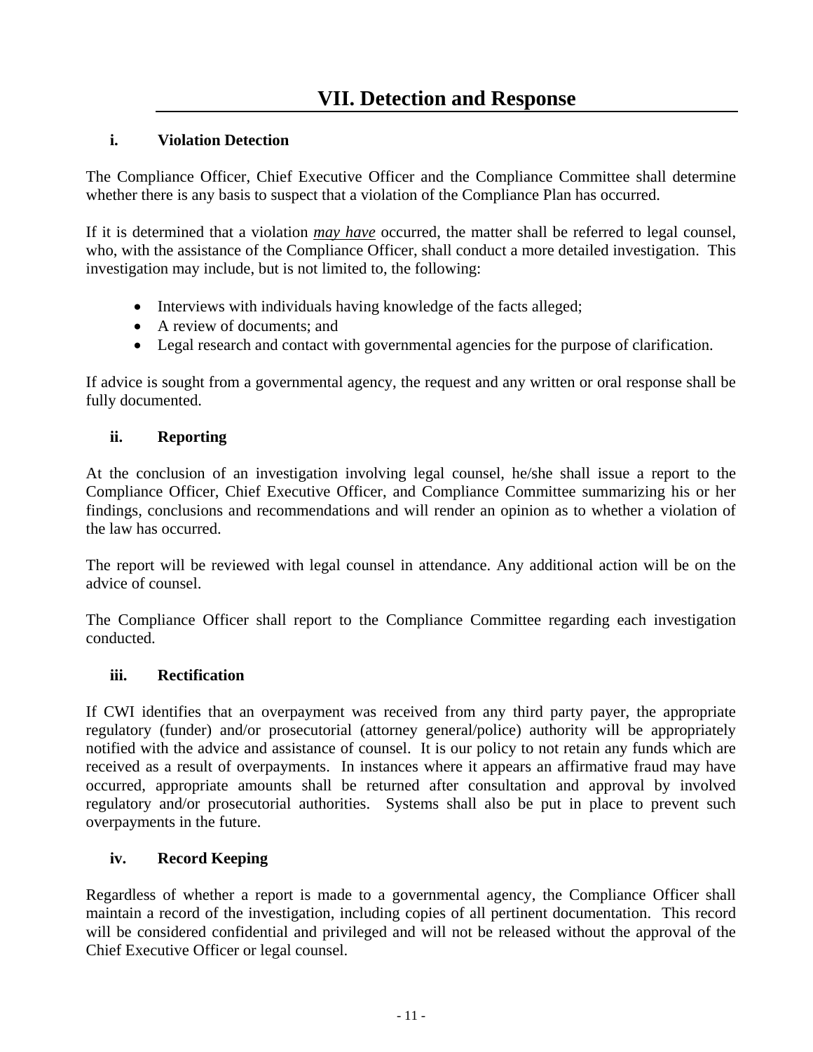# VII. Detection and Response

### i. Violation Detection

The Compliance Officer, Chief Executive Officer and the Compliance Committee shall determine whether there is any basis to suspect that a violation of the Compliance Plan has occurred.

If it is determined that a violation <u>*may have*</u> occurred, the matter shall be referred to legal counsel, who, with the assistance of the Compliance Officer, shall conduct a more detailed investigation. This investigation may include, but is not limited to, the following:

- Interviews with individuals having knowledge of the facts alleged;
- A review of documents; and
- Legal research and contact with governmental agencies for the purpose of clarification.

If advice is sought from a governmental agency, the request and any written or oral response shall be fully documented.

### ii. Reporting

At the conclusion of an investigation involving legal counsel, he/she shall issue a report to the Compliance Officer, Chief Executive Officer, and Compliance Committee summarizing his or her findings, conclusions and recommendations and will render an opinion as to whether a violation of the law has occurred.

The report will be reviewed with legal counsel in attendance. Any additional action will be on the advice of counsel.

The Compliance Officer shall report to the Compliance Committee regarding each investigation conducted.

### iii. Rectification

If CWI identifies that an overpayment was received from any third party payer, the appropriate regulatory (funder) and/or prosecutorial (attorney general/police) authority will be appropriately notified with the advice and assistance of counsel. It is our policy to not retain any funds which are received as a result of overpayments. In instances where it appears an affirmative fraud may have occurred, appropriate amounts shall be returned after consultation and approval by involved regulatory and/or prosecutorial authorities. Systems shall also be put in place to prevent such overpayments in the future.

### iv. Record Keeping

Regardless of whether a report is made to a governmental agency, the Compliance Officer shall maintain a record of the investigation, including copies of all pertinent documentation. This record will be considered confidential and privileged and will not be released without the approval of the Chief Executive Officer or legal counsel.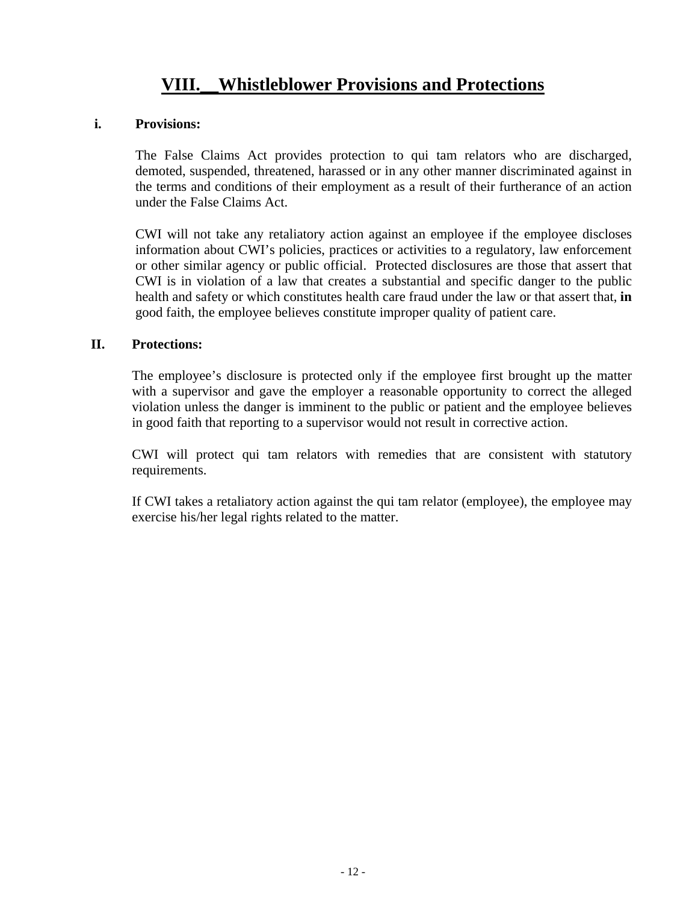# VIII. Whistleblower Provisions and Protections

**i. Provisions:**

The False Claims Act provides protection to qui tam relators who are discharged, demoted, suspended, threatened, harassed or in any other manner discriminated against in the terms and conditions of their employment as a result of their furtherance of an action under the False Claims Act.

CWI will not take any retaliatory action against an employee if the employee discloses information about CWI's policies, practices or activities to a regulatory, law enforcement or other similar agency or public official. Protected disclosures are those that assert that CWI is in violation of a law that creates a substantial and specific danger to the public health and safety or which constitutes health care fraud under the law or that assert that, **in** good faith, the employee believes constitute improper quality of patient care.

**II. Protections:**

The employee's disclosure is protected only if the employee first brought up the matter with a supervisor and gave the employer a reasonable opportunity to correct the alleged violation unless the danger is imminent to the public or patient and the employee believes in good faith that reporting to a supervisor would not result in corrective action.

CWI will protect qui tam relators with remedies that are consistent with statutory requirements.

If CWI takes a retaliatory action against the qui tam relator (employee), the employee may exercise his/her legal rights related to the matter.